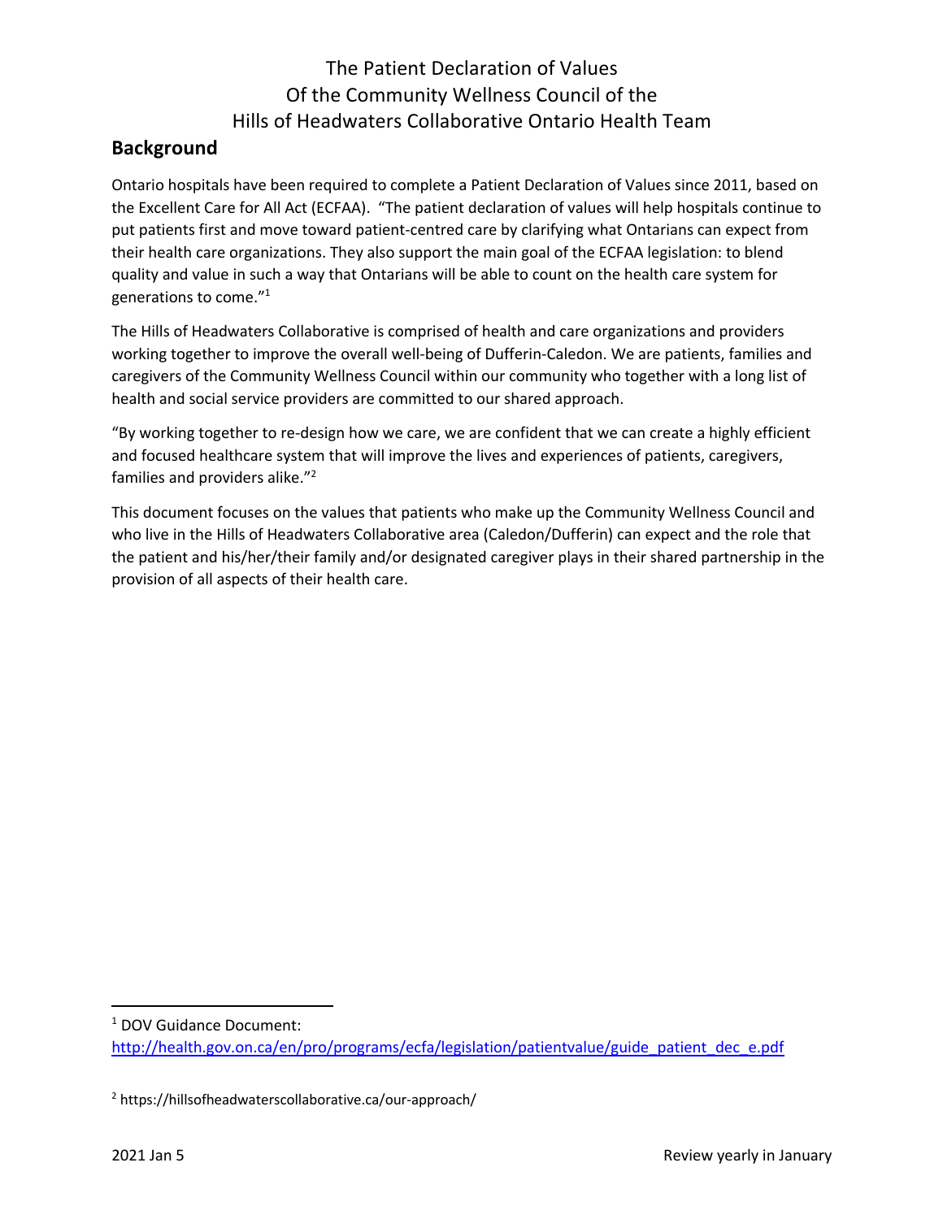# The Patient Declaration of Values Of the Community Wellness Council of the Hills of Headwaters Collaborative Ontario Health Team

## Background

Ontario hospitals have been required to complete a Patient Declaration of Values since 2011, based on the Excellent Care for All Act (ECFAA). "The patient declaration of values will help hospitals continue to put patients first and move toward patient-centred care by clarifying what Ontarians can expect from their health care organizations. They also support the main goal of the ECFAA legislation: to blend quality and value in such a way that Ontarians will be able to count on the health care system for generations to come."[1]

The Hills of Headwaters Collaborative is comprised of health and care organizations and providers working together to improve the overall well-being of Dufferin-Caledon. We are patients, families and caregivers of the Community Wellness Council within our community who together with a long list of health and social service providers are committed to our shared approach.

"By working together to re-design how we care, we are confident that we can create a highly efficient and focused healthcare system that will improve the lives and experiences of patients, caregivers, families and providers alike."[2]

This document focuses on the values that patients who make up the Community Wellness Council and who live in the Hills of Headwaters Collaborative area (Caledon/Dufferin) can expect and the role that the patient and his/her/their family and/or designated caregiver plays in their shared partnership in the provision of all aspects of their health care.

---

[1] DOV Guidance Document: http://health.gov.on.ca/en/pro/programs/ecfa/legislation/patientvalue/guide_patient_dec_e.pdf

[2] https://hillsofheadwaterscollaborative.ca/our-approach/

2021 Jan 5 — Review yearly in January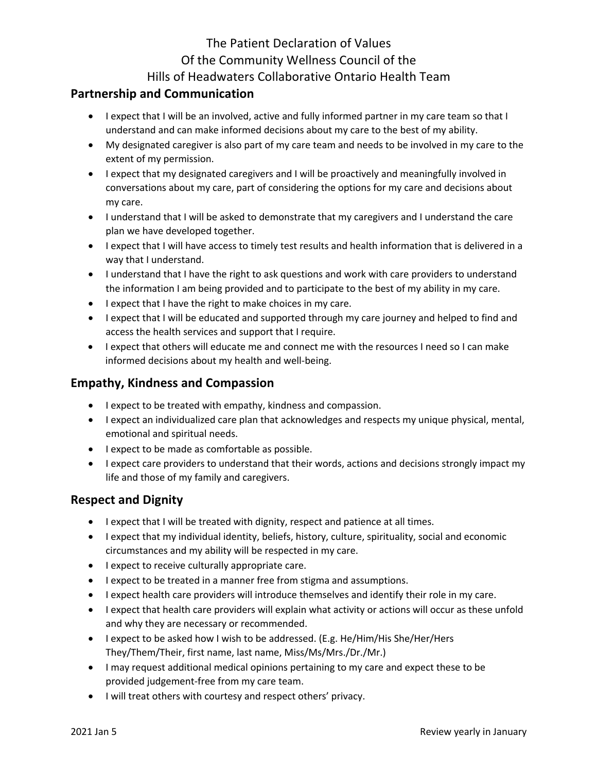The Patient Declaration of Values
Of the Community Wellness Council of the
Hills of Headwaters Collaborative Ontario Health Team

## Partnership and Communication

- I expect that I will be an involved, active and fully informed partner in my care team so that I understand and can make informed decisions about my care to the best of my ability.
- My designated caregiver is also part of my care team and needs to be involved in my care to the extent of my permission.
- I expect that my designated caregivers and I will be proactively and meaningfully involved in conversations about my care, part of considering the options for my care and decisions about my care.
- I understand that I will be asked to demonstrate that my caregivers and I understand the care plan we have developed together.
- I expect that I will have access to timely test results and health information that is delivered in a way that I understand.
- I understand that I have the right to ask questions and work with care providers to understand the information I am being provided and to participate to the best of my ability in my care.
- I expect that I have the right to make choices in my care.
- I expect that I will be educated and supported through my care journey and helped to find and access the health services and support that I require.
- I expect that others will educate me and connect me with the resources I need so I can make informed decisions about my health and well-being.

## Empathy, Kindness and Compassion

- I expect to be treated with empathy, kindness and compassion.
- I expect an individualized care plan that acknowledges and respects my unique physical, mental, emotional and spiritual needs.
- I expect to be made as comfortable as possible.
- I expect care providers to understand that their words, actions and decisions strongly impact my life and those of my family and caregivers.

## Respect and Dignity

- I expect that I will be treated with dignity, respect and patience at all times.
- I expect that my individual identity, beliefs, history, culture, spirituality, social and economic circumstances and my ability will be respected in my care.
- I expect to receive culturally appropriate care.
- I expect to be treated in a manner free from stigma and assumptions.
- I expect health care providers will introduce themselves and identify their role in my care.
- I expect that health care providers will explain what activity or actions will occur as these unfold and why they are necessary or recommended.
- I expect to be asked how I wish to be addressed. (E.g. He/Him/His She/Her/Hers They/Them/Their, first name, last name, Miss/Ms/Mrs./Dr./Mr.)
- I may request additional medical opinions pertaining to my care and expect these to be provided judgement-free from my care team.
- I will treat others with courtesy and respect others' privacy.

2021 Jan 5 Review yearly in January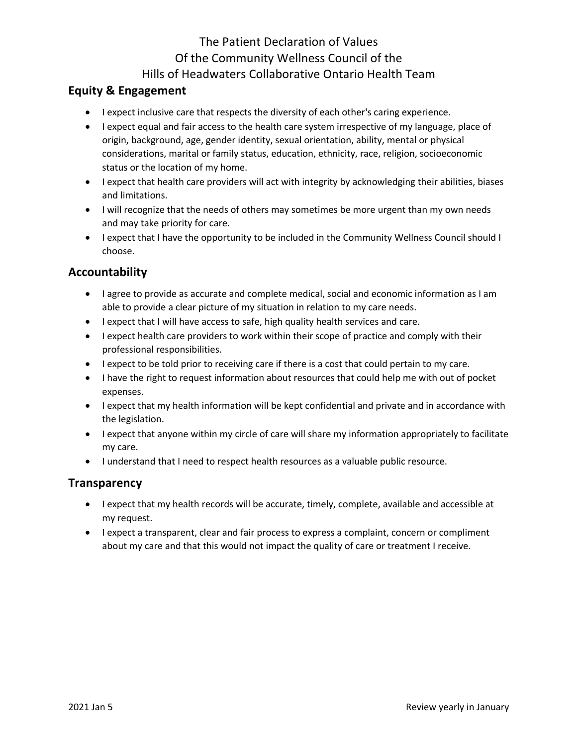# The Patient Declaration of Values Of the Community Wellness Council of the Hills of Headwaters Collaborative Ontario Health Team

## Equity & Engagement

- I expect inclusive care that respects the diversity of each other's caring experience.
- I expect equal and fair access to the health care system irrespective of my language, place of origin, background, age, gender identity, sexual orientation, ability, mental or physical considerations, marital or family status, education, ethnicity, race, religion, socioeconomic status or the location of my home.
- I expect that health care providers will act with integrity by acknowledging their abilities, biases and limitations.
- I will recognize that the needs of others may sometimes be more urgent than my own needs and may take priority for care.
- I expect that I have the opportunity to be included in the Community Wellness Council should I choose.

## Accountability

- I agree to provide as accurate and complete medical, social and economic information as I am able to provide a clear picture of my situation in relation to my care needs.
- I expect that I will have access to safe, high quality health services and care.
- I expect health care providers to work within their scope of practice and comply with their professional responsibilities.
- I expect to be told prior to receiving care if there is a cost that could pertain to my care.
- I have the right to request information about resources that could help me with out of pocket expenses.
- I expect that my health information will be kept confidential and private and in accordance with the legislation.
- I expect that anyone within my circle of care will share my information appropriately to facilitate my care.
- I understand that I need to respect health resources as a valuable public resource.

## Transparency

- I expect that my health records will be accurate, timely, complete, available and accessible at my request.
- I expect a transparent, clear and fair process to express a complaint, concern or compliment about my care and that this would not impact the quality of care or treatment I receive.

2021 Jan 5

Review yearly in January